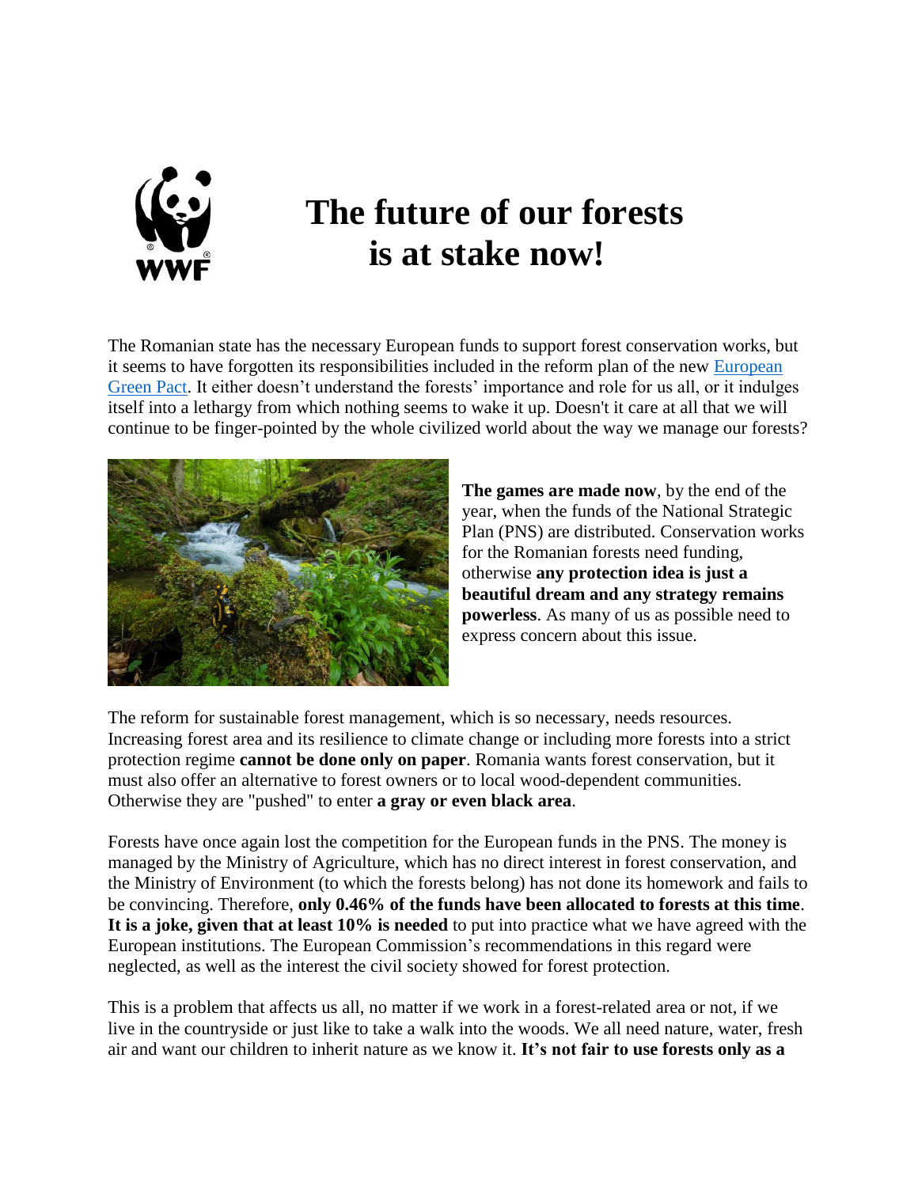# The future of our forests is at stake now!

The Romanian state has the necessary European funds to support forest conservation works, but it seems to have forgotten its responsibilities included in the reform plan of the new European Green Pact. It either doesn't understand the forests' importance and role for us all, or it indulges itself into a lethargy from which nothing seems to wake it up. Doesn't it care at all that we will continue to be finger-pointed by the whole civilized world about the way we manage our forests?

**The games are made now**, by the end of the year, when the funds of the National Strategic Plan (PNS) are distributed. Conservation works for the Romanian forests need funding, otherwise **any protection idea is just a beautiful dream and any strategy remains powerless**. As many of us as possible need to express concern about this issue.

The reform for sustainable forest management, which is so necessary, needs resources. Increasing forest area and its resilience to climate change or including more forests into a strict protection regime **cannot be done only on paper**. Romania wants forest conservation, but it must also offer an alternative to forest owners or to local wood-dependent communities. Otherwise they are "pushed" to enter **a gray or even black area**.

Forests have once again lost the competition for the European funds in the PNS. The money is managed by the Ministry of Agriculture, which has no direct interest in forest conservation, and the Ministry of Environment (to which the forests belong) has not done its homework and fails to be convincing. Therefore, **only 0.46% of the funds have been allocated to forests at this time**. **It is a joke, given that at least 10% is needed** to put into practice what we have agreed with the European institutions. The European Commission's recommendations in this regard were neglected, as well as the interest the civil society showed for forest protection.

This is a problem that affects us all, no matter if we work in a forest-related area or not, if we live in the countryside or just like to take a walk into the woods. We all need nature, water, fresh air and want our children to inherit nature as we know it. **It's not fair to use forests only as a**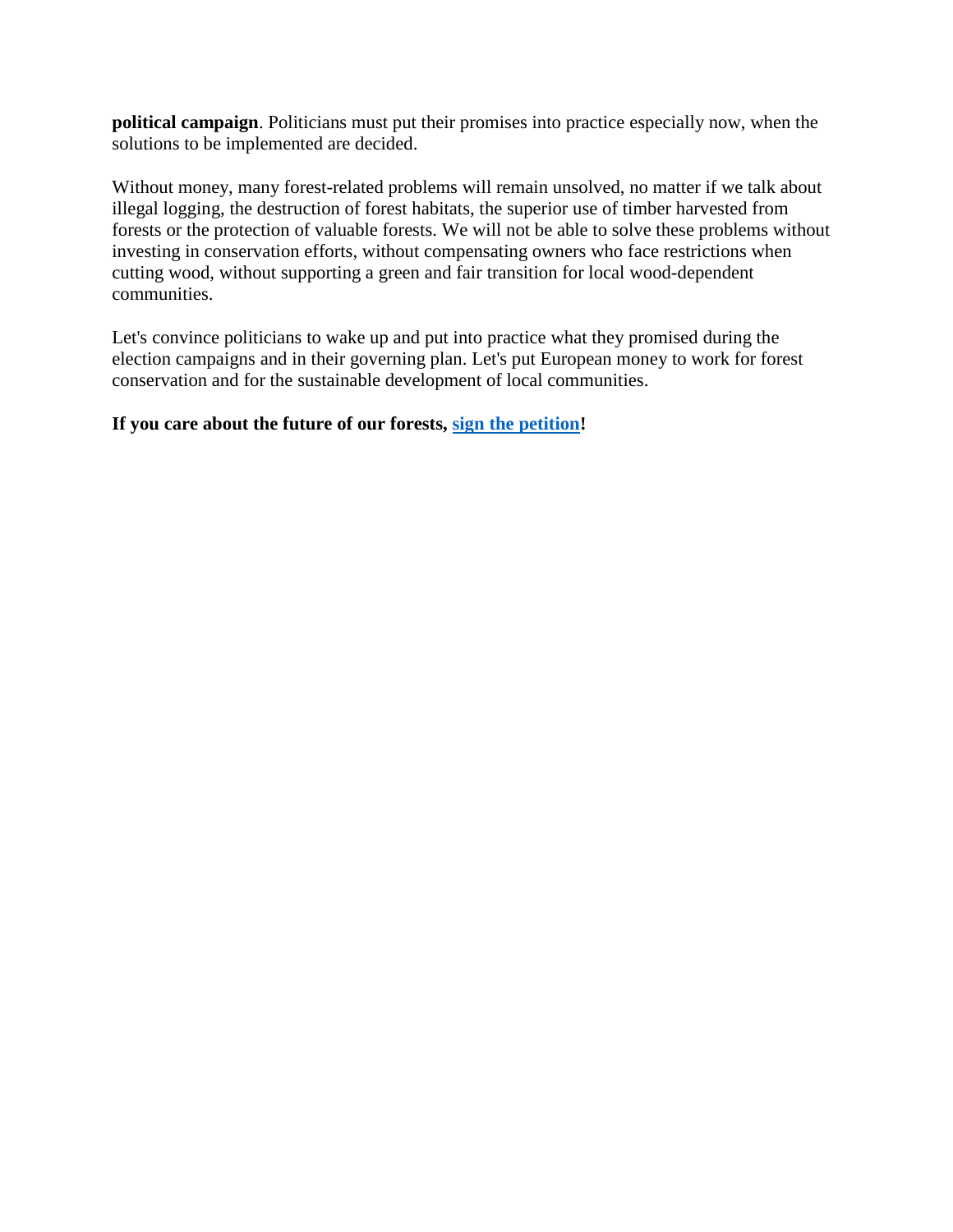**political campaign**. Politicians must put their promises into practice especially now, when the solutions to be implemented are decided.

Without money, many forest-related problems will remain unsolved, no matter if we talk about illegal logging, the destruction of forest habitats, the superior use of timber harvested from forests or the protection of valuable forests. We will not be able to solve these problems without investing in conservation efforts, without compensating owners who face restrictions when cutting wood, without supporting a green and fair transition for local wood-dependent communities.

Let's convince politicians to wake up and put into practice what they promised during the election campaigns and in their governing plan. Let's put European money to work for forest conservation and for the sustainable development of local communities.

**If you care about the future of our forests, sign the petition!**